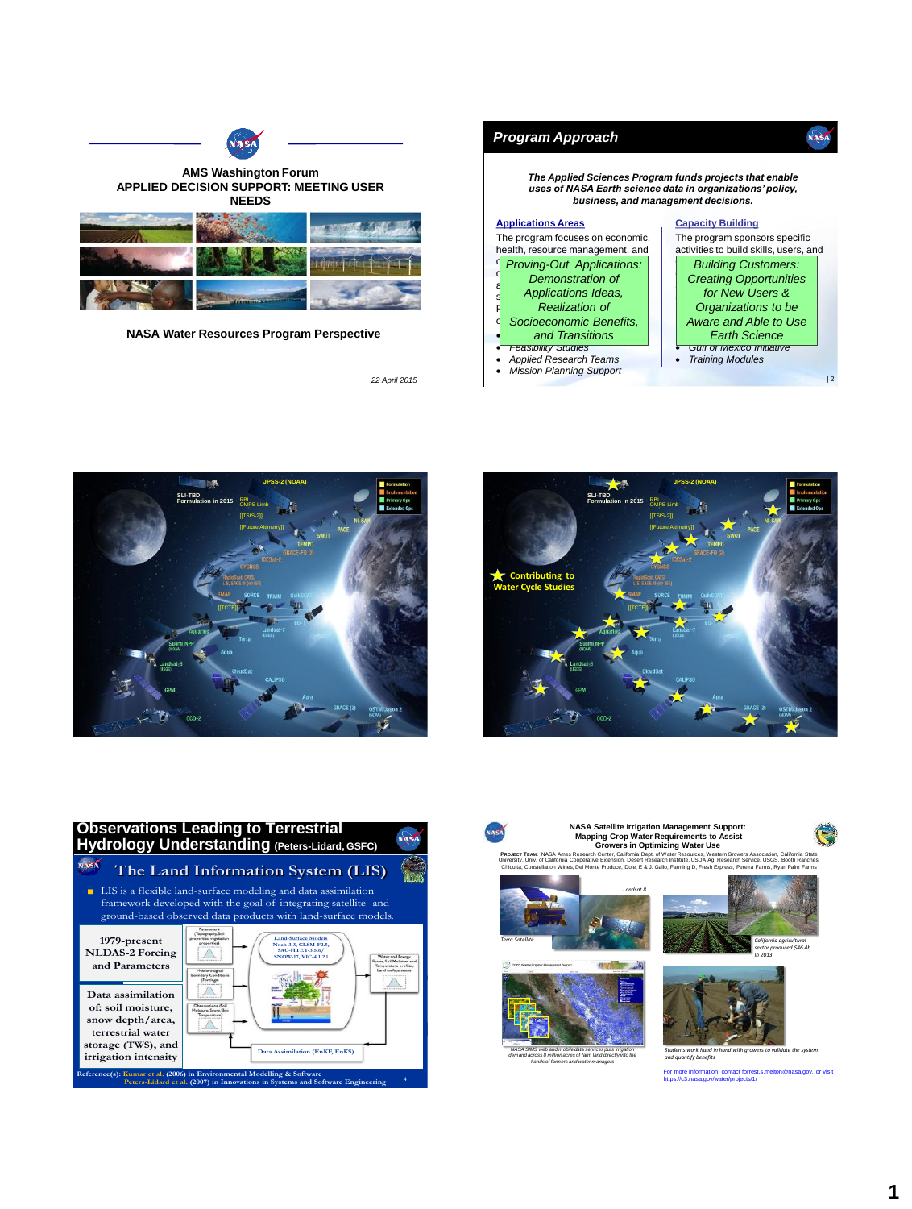## AMS Washington Forum
## APPLIED DECISION SUPPORT: MEETING USER NEEDS

NASA Water Resources Program Perspective

*22 April 2015*

---

## Program Approach

***The Applied Sciences Program funds projects that enable uses of NASA Earth science data in organizations' policy, business, and management decisions.***

**Applications Areas**

The program focuses on economic, health, resource management, and

*Proving-Out Applications: Demonstration of Applications Ideas, Realization of Socioeconomic Benefits, and Transitions*

- *Feasibility Studies*
- *Applied Research Teams*
- *Mission Planning Support*

**Capacity Building**

The program sponsors specific activities to build skills, users, and

*Building Customers: Creating Opportunities for New Users & Organizations to be Aware and Able to Use Earth Science*

- *Gulf of Mexico Initiative*
- *Training Modules*

---

SLI-TBD Formulation in 2015; JPSS-2 (NOAA); RBI OMPS-Limb; [[TSIS-2]]; [[Future Altimetry]]; NI-SAR; SWOT; PACE; TEMPO; GRACE-FO (2); ICESat-2; CYGNSS; RapidScat, CATS, LIS, SAGE III (on ISS); SMAP; SORCE; TRMM; QuikSCAT; [[TCTE]]; EO-1; Aquarius; Landsat-7 (USGS); Terra; Suomi NPP (NOAA); Aqua; Landsat-8 (USGS); CloudSat; CALIPSO; GPM; Aura; GRACE (2); OSTM/Jason 2 (NOAA); OCO-2

Legend: Formulation; Implementation; Primary Ops; Extended Ops

---

Contributing to Water Cycle Studies

---

## Observations Leading to Terrestrial Hydrology Understanding (Peters-Lidard, GSFC)

### The Land Information System (LIS)

- LIS is a flexible land-surface modeling and data assimilation framework developed with the goal of integrating satellite- and ground-based observed data products with land-surface models.

1979-present NLDAS-2 Forcing and Parameters

Data assimilation of: soil moisture, snow depth/area, terrestrial water storage (TWS), and irrigation intensity

Land-Surface Models: Noah-3.3, CLSM-F2.5, SAC-HTET-3.5.6/SNOW-17, VIC-4.1.2.1

Data Assimilation (EnKF, EnKS)

Reference(s): Kumar et al. (2006) in Environmental Modelling & Software; Peters-Lidard et al. (2007) in Innovations in Systems and Software Engineering

---

## NASA Satellite Irrigation Management Support: Mapping Crop Water Requirements to Assist Growers in Optimizing Water Use

PROJECT TEAM: NASA Ames Research Center, California Dept. of Water Resources, Western Growers Association, California State University, Univ. of California Cooperative Extension, Desert Research Institute, USDA Ag. Research Service, USGS, Booth Ranches, Chiquita, Constellation Wines, Del Monte Produce, Dole, E & J. Gallo, Farming D, Fresh Express, Pereira Farms, Ryan Palm Farms

Landsat 8

Terra Satellite

California agricultural sector produced $46.4b in 2013

NASA SIMS web and mobile data services puts irrigation demand across 8 million acres of farm land directly into the hands of farmers and water managers

Students work hand in hand with growers to validate the system and quantify benefits

For more information, contact forrest.s.melton@nasa.gov, or visit https://c3.nasa.gov/water/projects/1/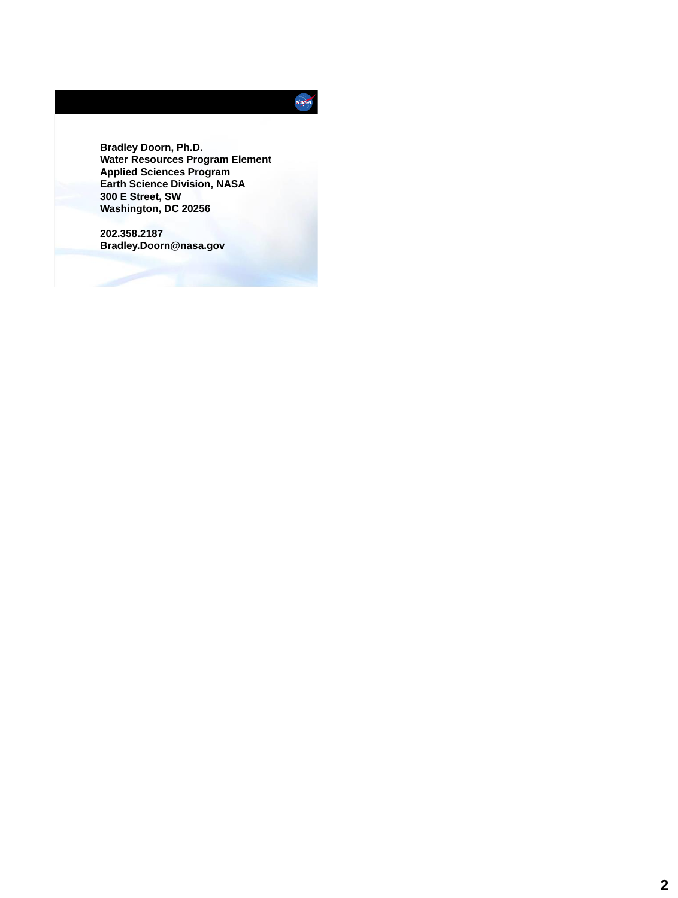**Bradley Doorn, Ph.D.**
**Water Resources Program Element**
**Applied Sciences Program**
**Earth Science Division, NASA**
**300 E Street, SW**
**Washington, DC 20256**

**202.358.2187**
**Bradley.Doorn@nasa.gov**